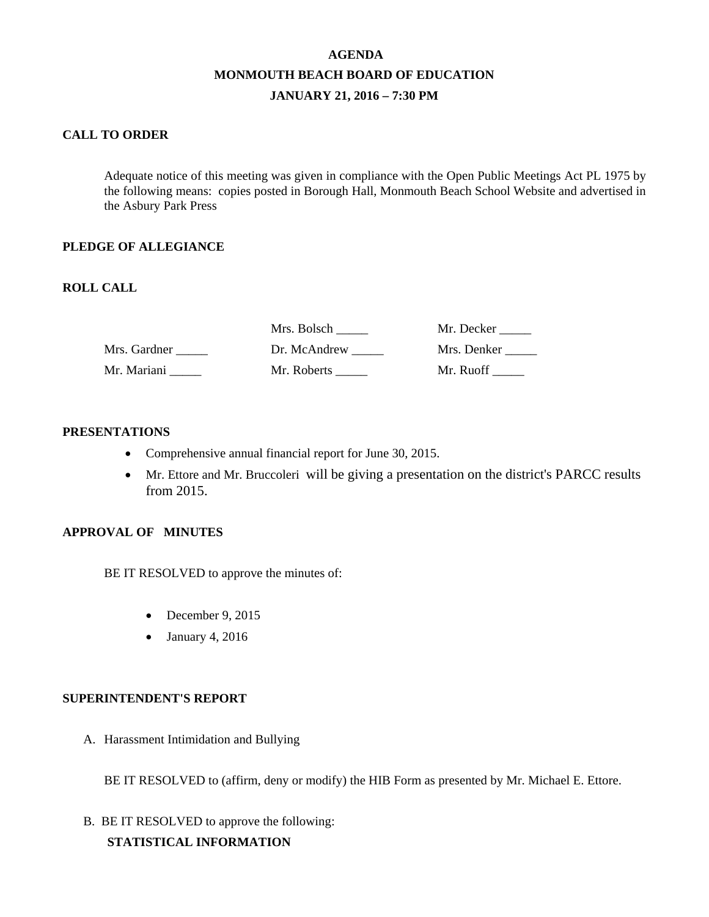# AGENDA
## MONMOUTH BEACH BOARD OF EDUCATION
## JANUARY 21, 2016 – 7:30 PM

**CALL TO ORDER**

Adequate notice of this meeting was given in compliance with the Open Public Meetings Act PL 1975 by the following means: copies posted in Borough Hall, Monmouth Beach School Website and advertised in the Asbury Park Press

**PLEDGE OF ALLEGIANCE**

**ROLL CALL**

| | | |
|---|---|---|
| | Mrs. Bolsch _____ | Mr. Decker _____ |
| Mrs. Gardner _____ | Dr. McAndrew _____ | Mrs. Denker _____ |
| Mr. Mariani _____ | Mr. Roberts _____ | Mr. Ruoff _____ |

**PRESENTATIONS**

- Comprehensive annual financial report for June 30, 2015.
- Mr. Ettore and Mr. Bruccoleri will be giving a presentation on the district's PARCC results from 2015.

**APPROVAL OF MINUTES**

BE IT RESOLVED to approve the minutes of:

- December 9, 2015
- January 4, 2016

**SUPERINTENDENT'S REPORT**

A. Harassment Intimidation and Bullying

BE IT RESOLVED to (affirm, deny or modify) the HIB Form as presented by Mr. Michael E. Ettore.

B. BE IT RESOLVED to approve the following:

**STATISTICAL INFORMATION**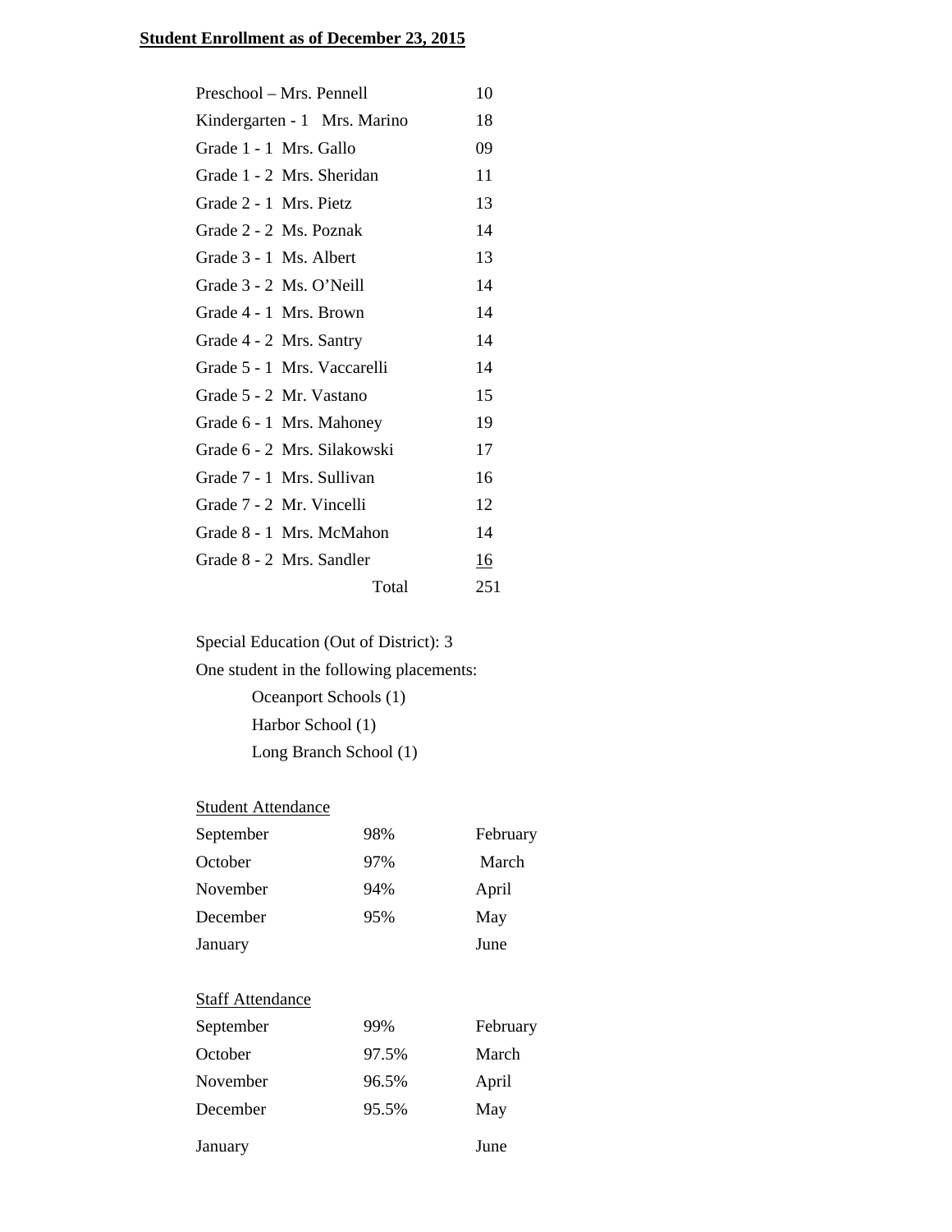**Student Enrollment as of December 23, 2015**

| Class | Enrollment |
|---|---|
| Preschool – Mrs. Pennell | 10 |
| Kindergarten - 1 Mrs. Marino | 18 |
| Grade 1 - 1 Mrs. Gallo | 09 |
| Grade 1 - 2 Mrs. Sheridan | 11 |
| Grade 2 - 1 Mrs. Pietz | 13 |
| Grade 2 - 2 Ms. Poznak | 14 |
| Grade 3 - 1 Ms. Albert | 13 |
| Grade 3 - 2 Ms. O'Neill | 14 |
| Grade 4 - 1 Mrs. Brown | 14 |
| Grade 4 - 2 Mrs. Santry | 14 |
| Grade 5 - 1 Mrs. Vaccarelli | 14 |
| Grade 5 - 2 Mr. Vastano | 15 |
| Grade 6 - 1 Mrs. Mahoney | 19 |
| Grade 6 - 2 Mrs. Silakowski | 17 |
| Grade 7 - 1 Mrs. Sullivan | 16 |
| Grade 7 - 2 Mr. Vincelli | 12 |
| Grade 8 - 1 Mrs. McMahon | 14 |
| Grade 8 - 2 Mrs. Sandler | 16 |
| Total | 251 |

Special Education (Out of District): 3

One student in the following placements:

- Oceanport Schools (1)
- Harbor School (1)
- Long Branch School (1)

Student Attendance

| Month | % | Month | % |
|---|---|---|---|
| September | 98% | February | |
| October | 97% | March | |
| November | 94% | April | |
| December | 95% | May | |
| January | | June | |

Staff Attendance

| Month | % | Month | % |
|---|---|---|---|
| September | 99% | February | |
| October | 97.5% | March | |
| November | 96.5% | April | |
| December | 95.5% | May | |
| January | | June | |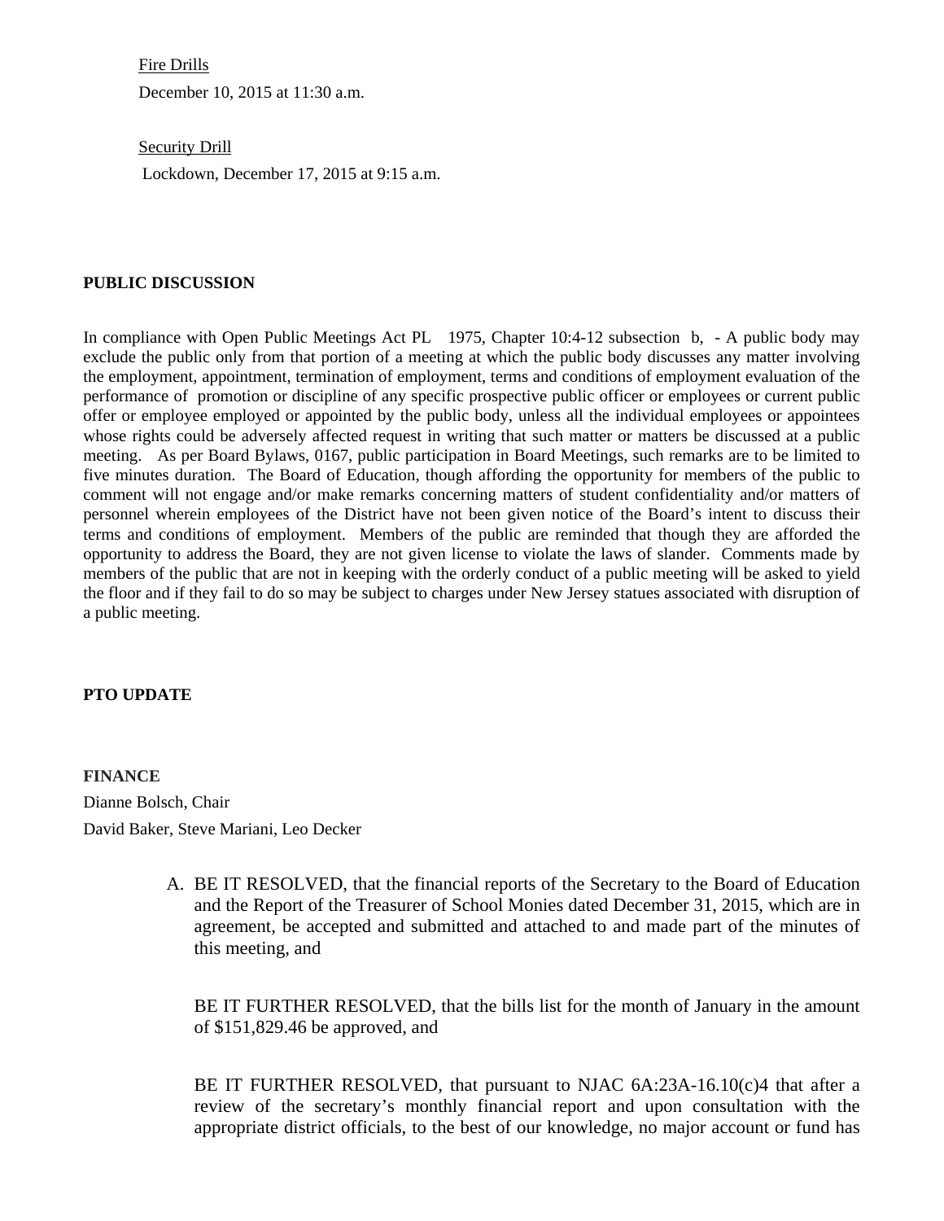Fire Drills

December 10, 2015 at 11:30 a.m.

Security Drill

Lockdown, December 17, 2015 at 9:15 a.m.

**PUBLIC DISCUSSION**

In compliance with Open Public Meetings Act PL 1975, Chapter 10:4-12 subsection b, - A public body may exclude the public only from that portion of a meeting at which the public body discusses any matter involving the employment, appointment, termination of employment, terms and conditions of employment evaluation of the performance of promotion or discipline of any specific prospective public officer or employees or current public offer or employee employed or appointed by the public body, unless all the individual employees or appointees whose rights could be adversely affected request in writing that such matter or matters be discussed at a public meeting. As per Board Bylaws, 0167, public participation in Board Meetings, such remarks are to be limited to five minutes duration. The Board of Education, though affording the opportunity for members of the public to comment will not engage and/or make remarks concerning matters of student confidentiality and/or matters of personnel wherein employees of the District have not been given notice of the Board's intent to discuss their terms and conditions of employment. Members of the public are reminded that though they are afforded the opportunity to address the Board, they are not given license to violate the laws of slander. Comments made by members of the public that are not in keeping with the orderly conduct of a public meeting will be asked to yield the floor and if they fail to do so may be subject to charges under New Jersey statues associated with disruption of a public meeting.

**PTO UPDATE**

**FINANCE**

Dianne Bolsch, Chair

David Baker, Steve Mariani, Leo Decker

A. BE IT RESOLVED, that the financial reports of the Secretary to the Board of Education and the Report of the Treasurer of School Monies dated December 31, 2015, which are in agreement, be accepted and submitted and attached to and made part of the minutes of this meeting, and

   BE IT FURTHER RESOLVED, that the bills list for the month of January in the amount of $151,829.46 be approved, and

   BE IT FURTHER RESOLVED, that pursuant to NJAC 6A:23A-16.10(c)4 that after a review of the secretary's monthly financial report and upon consultation with the appropriate district officials, to the best of our knowledge, no major account or fund has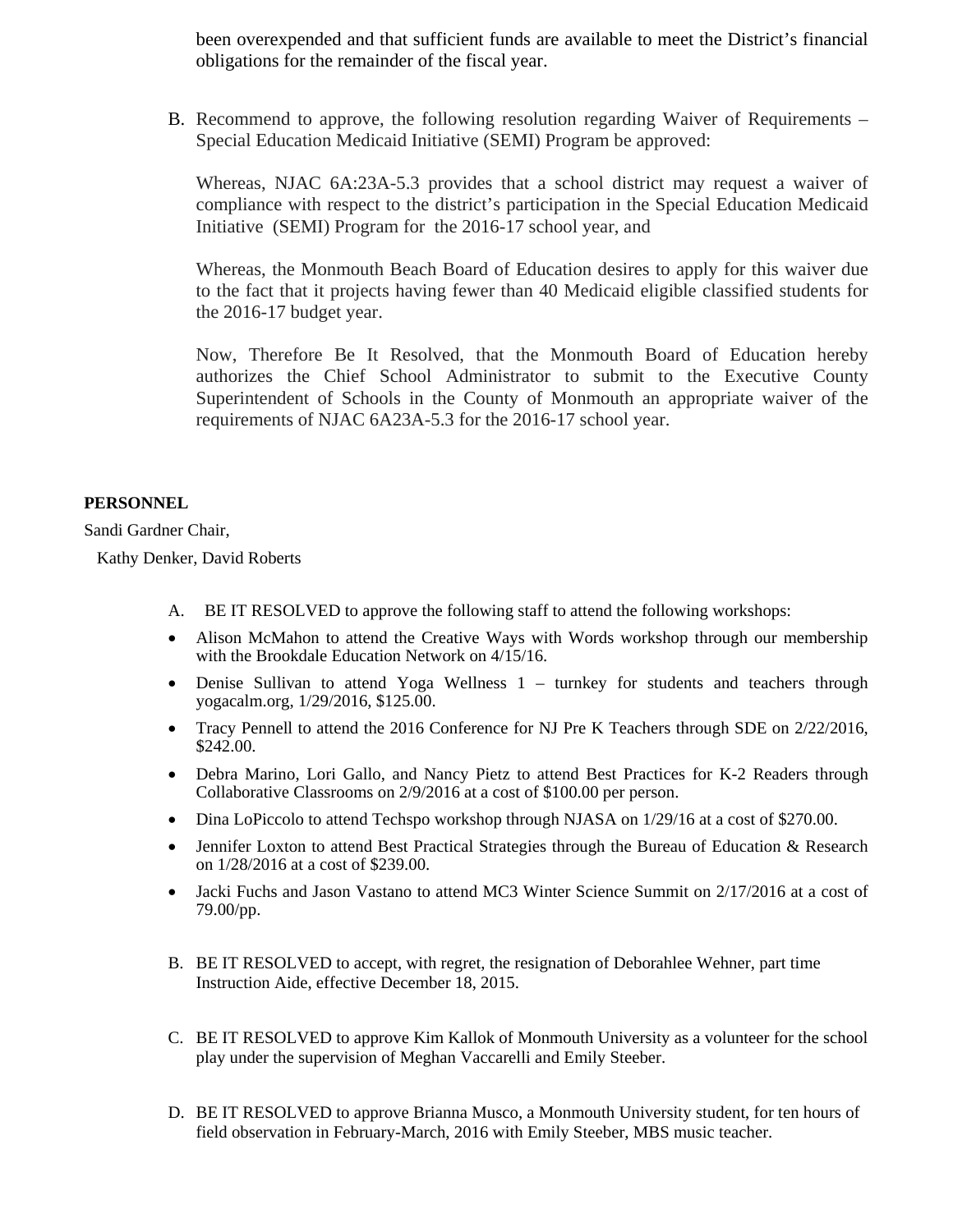been overexpended and that sufficient funds are available to meet the District's financial obligations for the remainder of the fiscal year.

B. Recommend to approve, the following resolution regarding Waiver of Requirements – Special Education Medicaid Initiative (SEMI) Program be approved:

Whereas, NJAC 6A:23A-5.3 provides that a school district may request a waiver of compliance with respect to the district's participation in the Special Education Medicaid Initiative (SEMI) Program for the 2016-17 school year, and

Whereas, the Monmouth Beach Board of Education desires to apply for this waiver due to the fact that it projects having fewer than 40 Medicaid eligible classified students for the 2016-17 budget year.

Now, Therefore Be It Resolved, that the Monmouth Board of Education hereby authorizes the Chief School Administrator to submit to the Executive County Superintendent of Schools in the County of Monmouth an appropriate waiver of the requirements of NJAC 6A23A-5.3 for the 2016-17 school year.

**PERSONNEL**

Sandi Gardner Chair,

Kathy Denker, David Roberts

A. BE IT RESOLVED to approve the following staff to attend the following workshops:

- Alison McMahon to attend the Creative Ways with Words workshop through our membership with the Brookdale Education Network on 4/15/16.
- Denise Sullivan to attend Yoga Wellness 1 – turnkey for students and teachers through yogacalm.org, 1/29/2016, $125.00.
- Tracy Pennell to attend the 2016 Conference for NJ Pre K Teachers through SDE on 2/22/2016, $242.00.
- Debra Marino, Lori Gallo, and Nancy Pietz to attend Best Practices for K-2 Readers through Collaborative Classrooms on 2/9/2016 at a cost of $100.00 per person.
- Dina LoPiccolo to attend Techspo workshop through NJASA on 1/29/16 at a cost of $270.00.
- Jennifer Loxton to attend Best Practical Strategies through the Bureau of Education & Research on 1/28/2016 at a cost of $239.00.
- Jacki Fuchs and Jason Vastano to attend MC3 Winter Science Summit on 2/17/2016 at a cost of 79.00/pp.

B. BE IT RESOLVED to accept, with regret, the resignation of Deborahlee Wehner, part time Instruction Aide, effective December 18, 2015.

C. BE IT RESOLVED to approve Kim Kallok of Monmouth University as a volunteer for the school play under the supervision of Meghan Vaccarelli and Emily Steeber.

D. BE IT RESOLVED to approve Brianna Musco, a Monmouth University student, for ten hours of field observation in February-March, 2016 with Emily Steeber, MBS music teacher.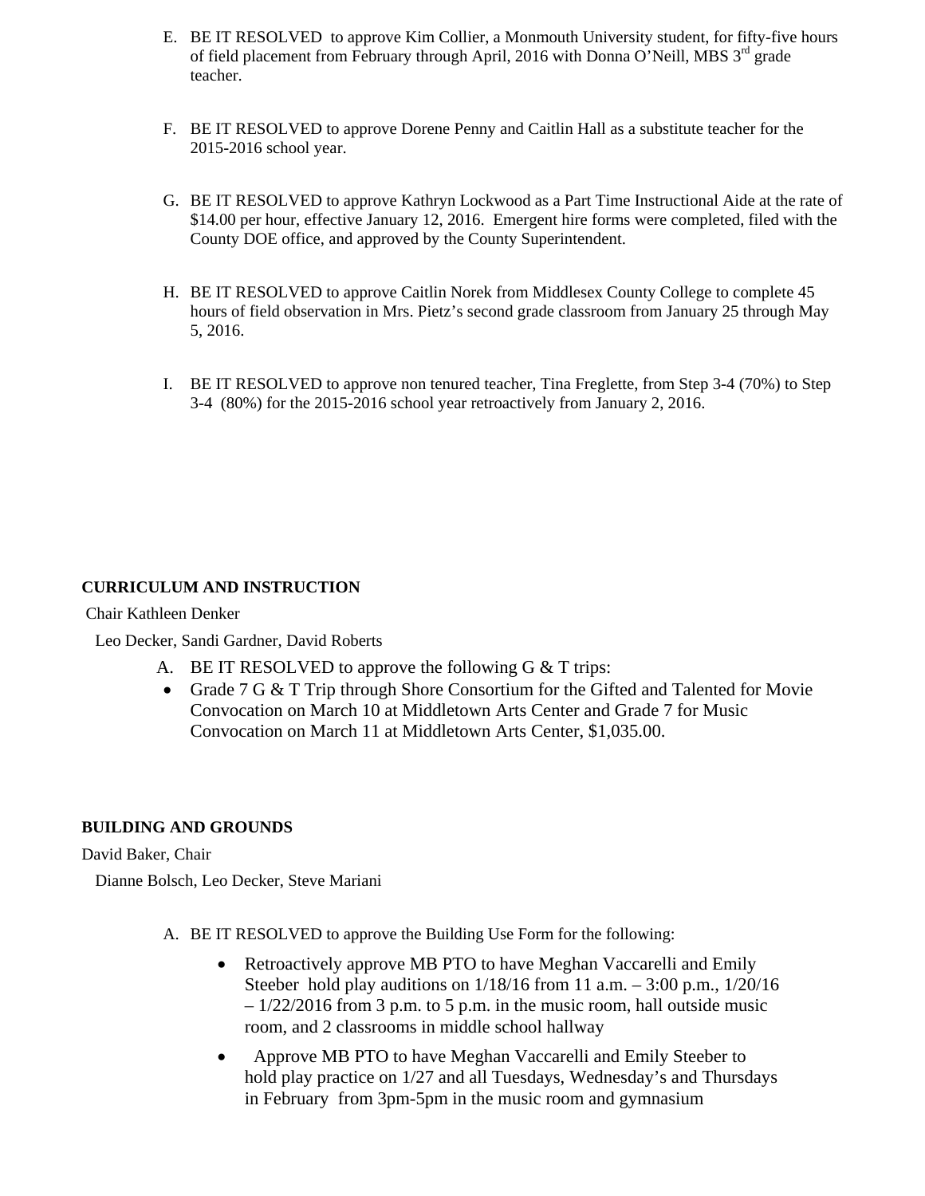E. BE IT RESOLVED to approve Kim Collier, a Monmouth University student, for fifty-five hours of field placement from February through April, 2016 with Donna O'Neill, MBS 3rd grade teacher.

F. BE IT RESOLVED to approve Dorene Penny and Caitlin Hall as a substitute teacher for the 2015-2016 school year.

G. BE IT RESOLVED to approve Kathryn Lockwood as a Part Time Instructional Aide at the rate of $14.00 per hour, effective January 12, 2016. Emergent hire forms were completed, filed with the County DOE office, and approved by the County Superintendent.

H. BE IT RESOLVED to approve Caitlin Norek from Middlesex County College to complete 45 hours of field observation in Mrs. Pietz's second grade classroom from January 25 through May 5, 2016.

I. BE IT RESOLVED to approve non tenured teacher, Tina Freglette, from Step 3-4 (70%) to Step 3-4 (80%) for the 2015-2016 school year retroactively from January 2, 2016.

**CURRICULUM AND INSTRUCTION**

Chair Kathleen Denker

Leo Decker, Sandi Gardner, David Roberts

A. BE IT RESOLVED to approve the following G & T trips:

- Grade 7 G & T Trip through Shore Consortium for the Gifted and Talented for Movie Convocation on March 10 at Middletown Arts Center and Grade 7 for Music Convocation on March 11 at Middletown Arts Center, $1,035.00.

**BUILDING AND GROUNDS**

David Baker, Chair

Dianne Bolsch, Leo Decker, Steve Mariani

A. BE IT RESOLVED to approve the Building Use Form for the following:

- Retroactively approve MB PTO to have Meghan Vaccarelli and Emily Steeber hold play auditions on 1/18/16 from 11 a.m. – 3:00 p.m., 1/20/16 – 1/22/2016 from 3 p.m. to 5 p.m. in the music room, hall outside music room, and 2 classrooms in middle school hallway
- Approve MB PTO to have Meghan Vaccarelli and Emily Steeber to hold play practice on 1/27 and all Tuesdays, Wednesday's and Thursdays in February from 3pm-5pm in the music room and gymnasium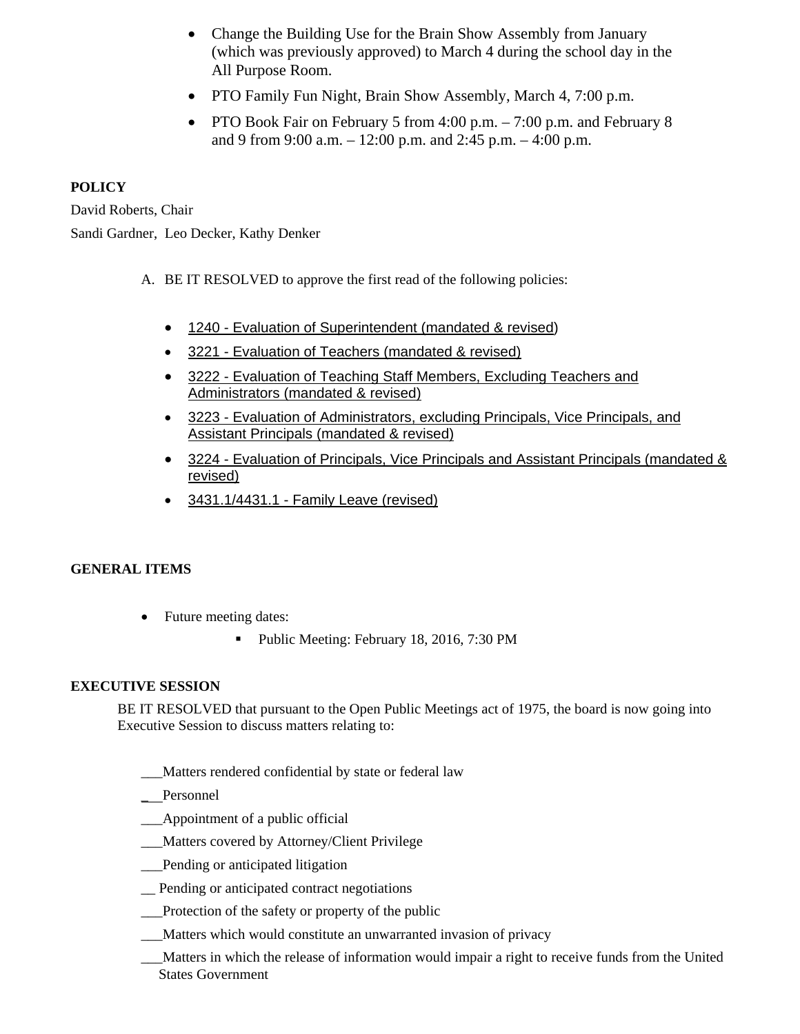- Change the Building Use for the Brain Show Assembly from January (which was previously approved) to March 4 during the school day in the All Purpose Room.
- PTO Family Fun Night, Brain Show Assembly, March 4, 7:00 p.m.
- PTO Book Fair on February 5 from 4:00 p.m. – 7:00 p.m. and February 8 and 9 from 9:00 a.m. – 12:00 p.m. and 2:45 p.m. – 4:00 p.m.

**POLICY**

David Roberts, Chair

Sandi Gardner, Leo Decker, Kathy Denker

A. BE IT RESOLVED to approve the first read of the following policies:

- 1240 - Evaluation of Superintendent (mandated & revised)
- 3221 - Evaluation of Teachers (mandated & revised)
- 3222 - Evaluation of Teaching Staff Members, Excluding Teachers and Administrators (mandated & revised)
- 3223 - Evaluation of Administrators, excluding Principals, Vice Principals, and Assistant Principals (mandated & revised)
- 3224 - Evaluation of Principals, Vice Principals and Assistant Principals (mandated & revised)
- 3431.1/4431.1 - Family Leave (revised)

**GENERAL ITEMS**

- Future meeting dates:
  - Public Meeting: February 18, 2016, 7:30 PM

**EXECUTIVE SESSION**

BE IT RESOLVED that pursuant to the Open Public Meetings act of 1975, the board is now going into Executive Session to discuss matters relating to:

\_\_\_Matters rendered confidential by state or federal law

\_\_\_Personnel

\_\_\_Appointment of a public official

\_\_\_Matters covered by Attorney/Client Privilege

\_\_\_Pending or anticipated litigation

\_\_ Pending or anticipated contract negotiations

\_\_\_Protection of the safety or property of the public

\_\_\_Matters which would constitute an unwarranted invasion of privacy

\_\_\_Matters in which the release of information would impair a right to receive funds from the United States Government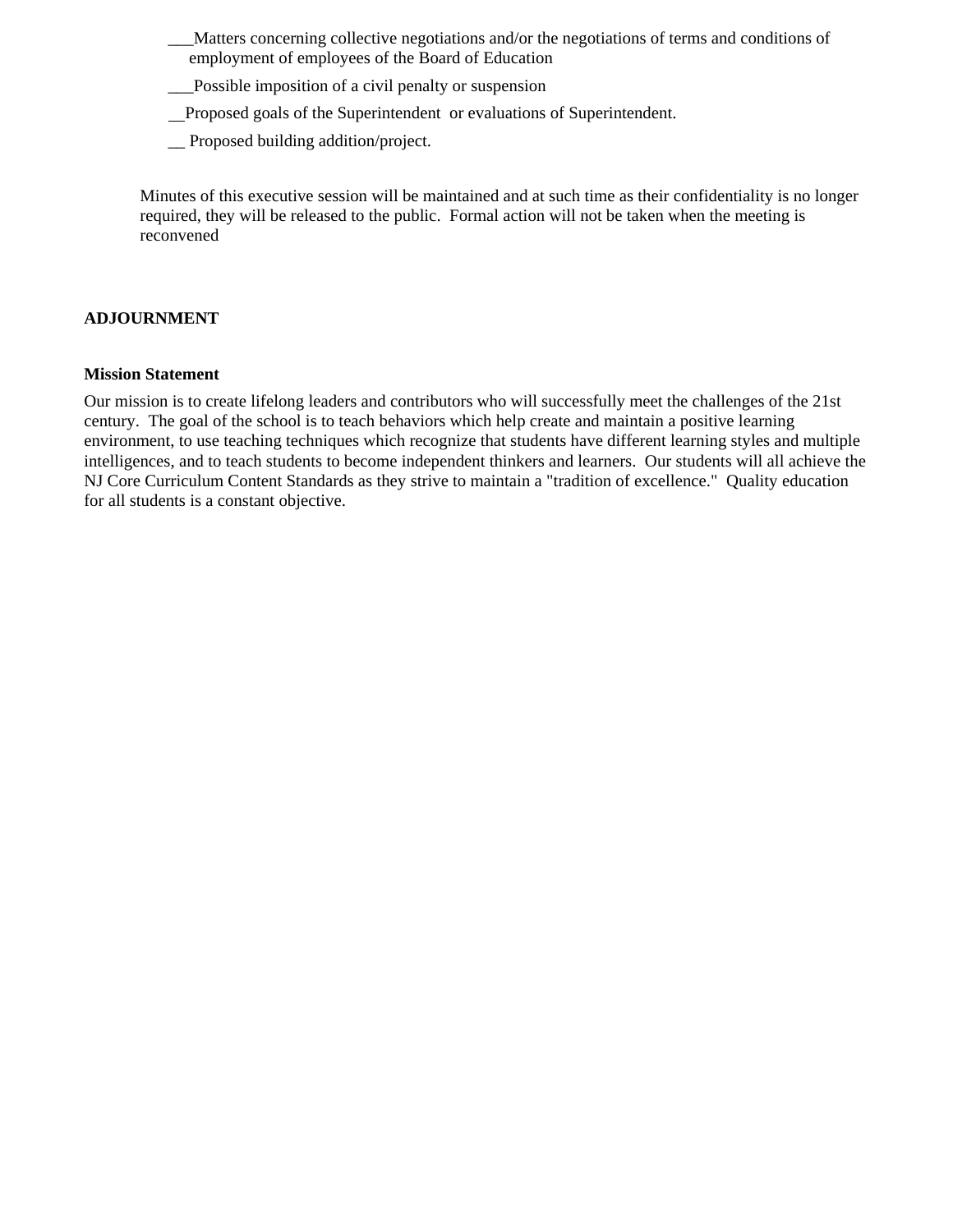___Matters concerning collective negotiations and/or the negotiations of terms and conditions of employment of employees of the Board of Education

___Possible imposition of a civil penalty or suspension

__Proposed goals of the Superintendent  or evaluations of Superintendent.

__ Proposed building addition/project.

Minutes of this executive session will be maintained and at such time as their confidentiality is no longer required, they will be released to the public.  Formal action will not be taken when the meeting is reconvened

**ADJOURNMENT**

**Mission Statement**

Our mission is to create lifelong leaders and contributors who will successfully meet the challenges of the 21st century.  The goal of the school is to teach behaviors which help create and maintain a positive learning environment, to use teaching techniques which recognize that students have different learning styles and multiple intelligences, and to teach students to become independent thinkers and learners.  Our students will all achieve the NJ Core Curriculum Content Standards as they strive to maintain a "tradition of excellence."  Quality education for all students is a constant objective.